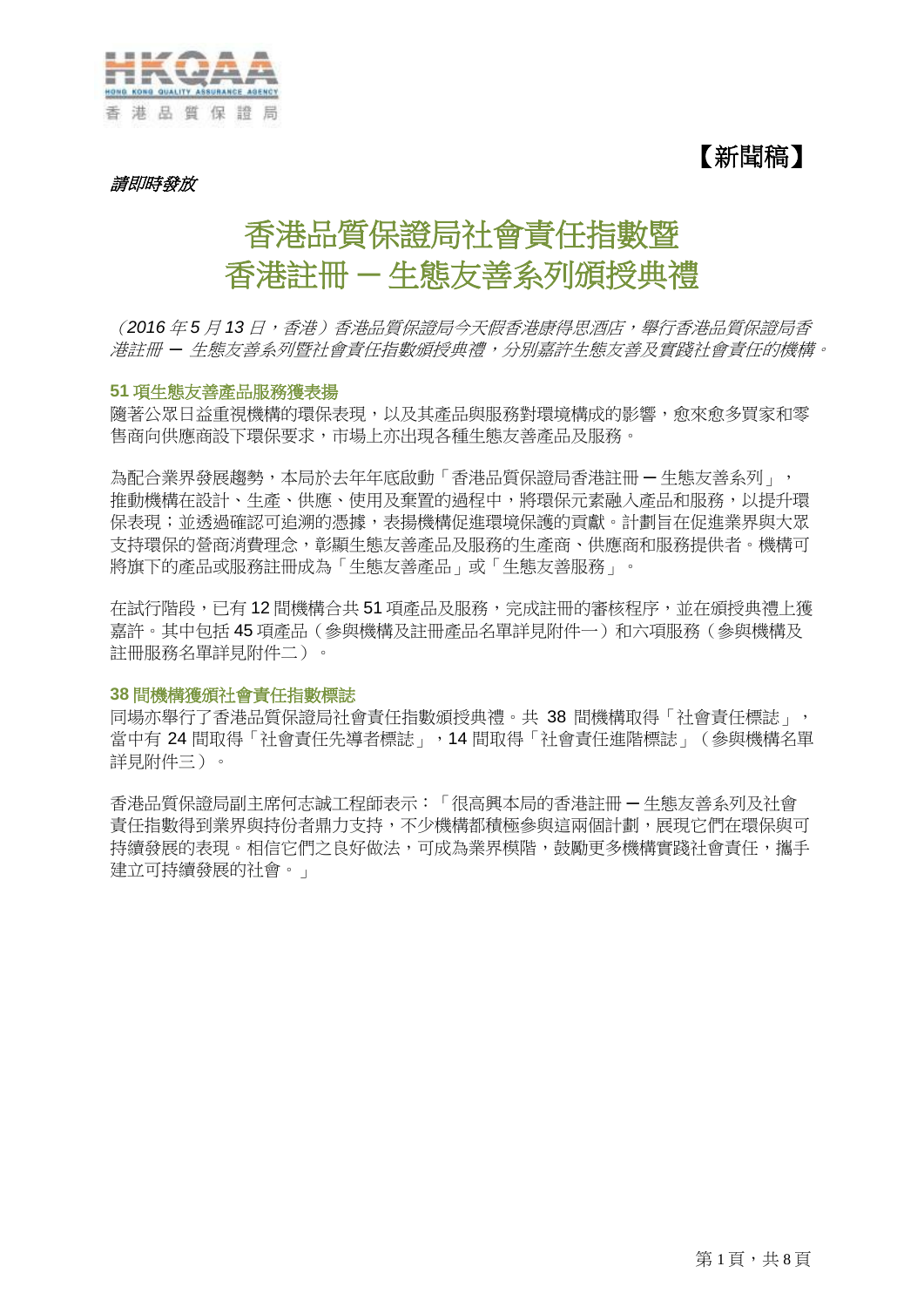【新聞稿】

*請即時發放*

# 香港品質保證局社會責任指數暨 香港註冊 ─ 生態友善系列頒授典禮

*（2016 年 5 月 13 日，香港）香港品質保證局今天假香港康得思酒店，舉行香港品質保證局香港註冊 ─ 生態友善系列暨社會責任指數頒授典禮，分別嘉許生態友善及實踐社會責任的機構。*

### 51 項生態友善產品服務獲表揚

隨著公眾日益重視機構的環保表現，以及其產品與服務對環境構成的影響，愈來愈多買家和零售商向供應商設下環保要求，市場上亦出現各種生態友善產品及服務。

為配合業界發展趨勢，本局於去年年底啟動「香港品質保證局香港註冊 ─ 生態友善系列」，推動機構在設計、生產、供應、使用及棄置的過程中，將環保元素融入產品和服務，以提升環保表現；並透過確認可追溯的憑據，表揚機構促進環境保護的貢獻。計劃旨在促進業界與大眾支持環保的營商消費理念，彰顯生態友善產品及服務的生產商、供應商和服務提供者。機構可將旗下的產品或服務註冊成為「生態友善產品」或「生態友善服務」。

在試行階段，已有 12 間機構合共 51 項產品及服務，完成註冊的審核程序，並在頒授典禮上獲嘉許。其中包括 45 項產品（參與機構及註冊產品名單詳見附件一）和六項服務（參與機構及註冊服務名單詳見附件二）。

### 38 間機構獲頒社會責任指數標誌

同場亦舉行了香港品質保證局社會責任指數頒授典禮。共 38 間機構取得「社會責任標誌」，當中有 24 間取得「社會責任先導者標誌」，14 間取得「社會責任進階標誌」（參與機構名單詳見附件三）。

香港品質保證局副主席何志誠工程師表示：「很高興本局的香港註冊 ─ 生態友善系列及社會責任指數得到業界與持份者鼎力支持，不少機構都積極參與這兩個計劃，展現它們在環保與可持續發展的表現。相信它們之良好做法，可成為業界模階，鼓勵更多機構實踐社會責任，攜手建立可持續發展的社會。」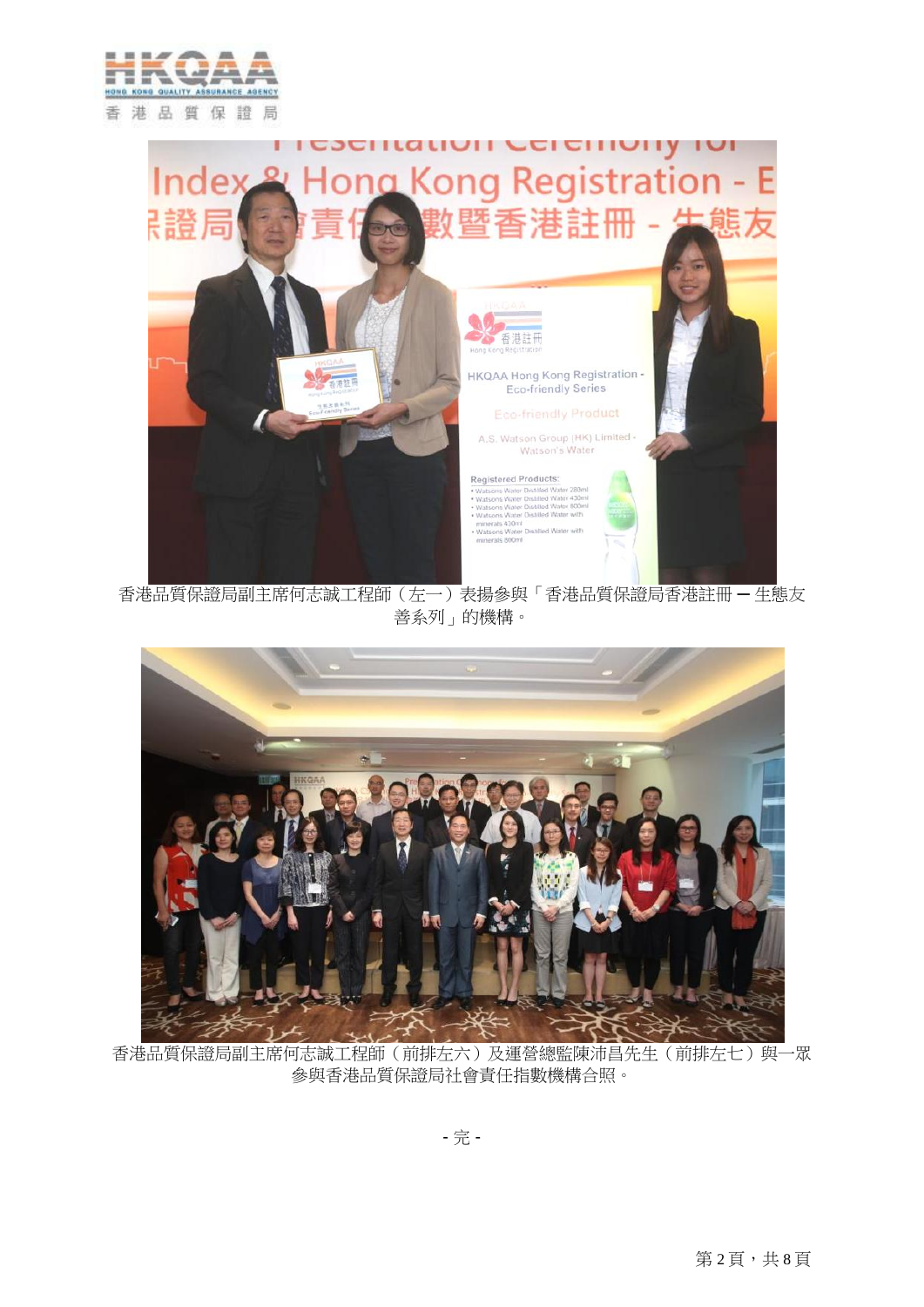香港品質保證局副主席何志誠工程師（左一）表揚參與「香港品質保證局香港註冊 ─ 生態友善系列」的機構。

香港品質保證局副主席何志誠工程師（前排左六）及運營總監陳沛昌先生（前排左七）與一眾參與香港品質保證局社會責任指數機構合照。

- 完 -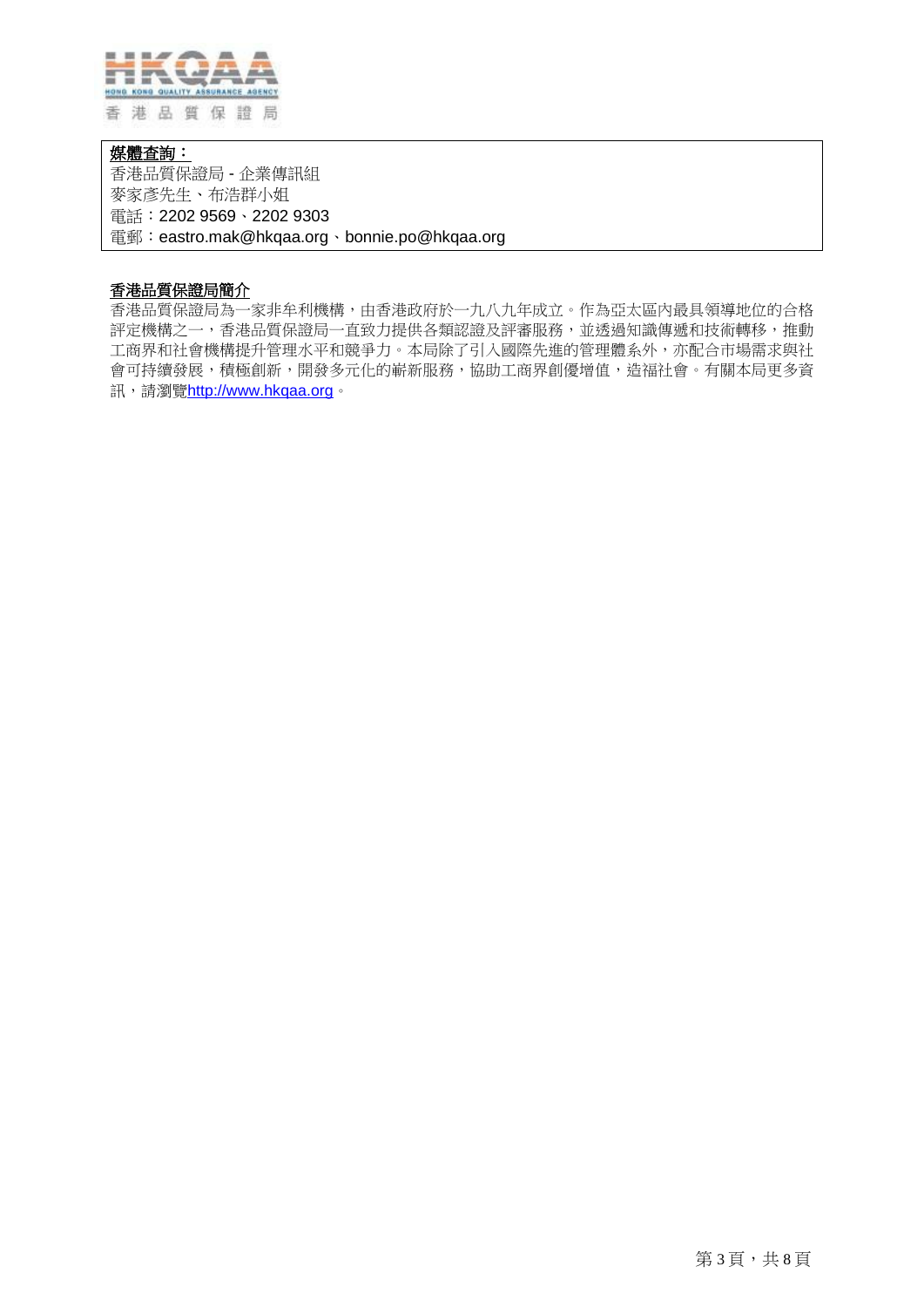**媒體查詢：**

香港品質保證局 - 企業傳訊組
麥家彥先生、布浩群小姐
電話：2202 9569、2202 9303
電郵：eastro.mak@hkqaa.org、bonnie.po@hkqaa.org

**香港品質保證局簡介**

香港品質保證局為一家非牟利機構，由香港政府於一九八九年成立。作為亞太區內最具領導地位的合格評定機構之一，香港品質保證局一直致力提供各類認證及評審服務，並透過知識傳遞和技術轉移，推動工商界和社會機構提升管理水平和競爭力。本局除了引入國際先進的管理體系外，亦配合市場需求與社會可持續發展，積極創新，開發多元化的嶄新服務，協助工商界創優增值，造福社會。有關本局更多資訊，請瀏覽http://www.hkqaa.org。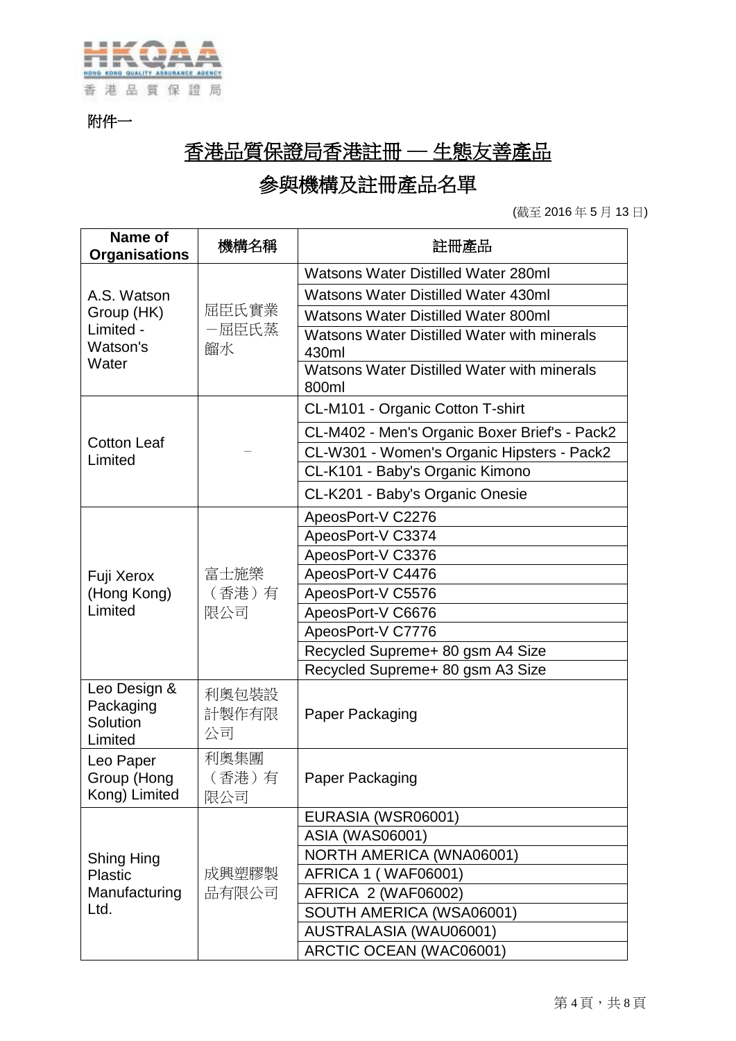附件一

# 香港品質保證局香港註冊 — 生態友善產品

## 參與機構及註冊產品名單

(截至 2016 年 5 月 13 日)

| Name of Organisations | 機構名稱 | 註冊產品 |
|---|---|---|
| A.S. Watson Group (HK) Limited - Watson's Water | 屈臣氏實業－屈臣氏蒸餾水 | Watsons Water Distilled Water 280ml |
| | | Watsons Water Distilled Water 430ml |
| | | Watsons Water Distilled Water 800ml |
| | | Watsons Water Distilled Water with minerals 430ml |
| | | Watsons Water Distilled Water with minerals 800ml |
| Cotton Leaf Limited | – | CL-M101 - Organic Cotton T-shirt |
| | | CL-M402 - Men's Organic Boxer Brief's - Pack2 |
| | | CL-W301 - Women's Organic Hipsters - Pack2 |
| | | CL-K101 - Baby's Organic Kimono |
| | | CL-K201 - Baby's Organic Onesie |
| Fuji Xerox (Hong Kong) Limited | 富士施樂（香港）有限公司 | ApeosPort-V C2276 |
| | | ApeosPort-V C3374 |
| | | ApeosPort-V C3376 |
| | | ApeosPort-V C4476 |
| | | ApeosPort-V C5576 |
| | | ApeosPort-V C6676 |
| | | ApeosPort-V C7776 |
| | | Recycled Supreme+ 80 gsm A4 Size |
| | | Recycled Supreme+ 80 gsm A3 Size |
| Leo Design & Packaging Solution Limited | 利奧包裝設計製作有限公司 | Paper Packaging |
| Leo Paper Group (Hong Kong) Limited | 利奧集團（香港）有限公司 | Paper Packaging |
| Shing Hing Plastic Manufacturing Ltd. | 成興塑膠製品有限公司 | EURASIA (WSR06001) |
| | | ASIA (WAS06001) |
| | | NORTH AMERICA (WNA06001) |
| | | AFRICA 1 ( WAF06001) |
| | | AFRICA 2 (WAF06002) |
| | | SOUTH AMERICA (WSA06001) |
| | | AUSTRALASIA (WAU06001) |
| | | ARCTIC OCEAN (WAC06001) |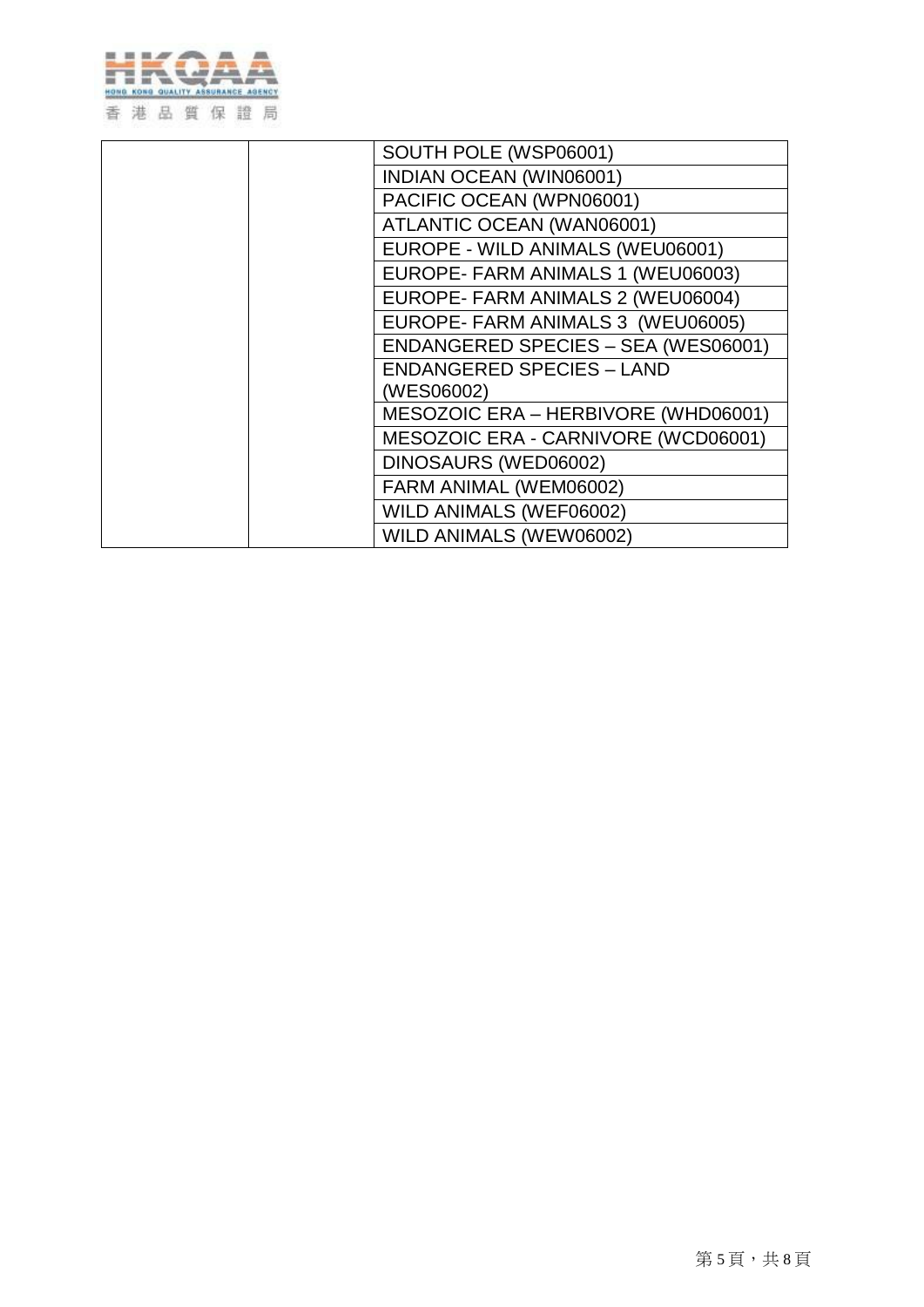| | | |
|---|---|---|
| | | SOUTH POLE (WSP06001) |
| | | INDIAN OCEAN (WIN06001) |
| | | PACIFIC OCEAN (WPN06001) |
| | | ATLANTIC OCEAN (WAN06001) |
| | | EUROPE - WILD ANIMALS (WEU06001) |
| | | EUROPE- FARM ANIMALS 1 (WEU06003) |
| | | EUROPE- FARM ANIMALS 2 (WEU06004) |
| | | EUROPE- FARM ANIMALS 3 (WEU06005) |
| | | ENDANGERED SPECIES – SEA (WES06001) |
| | | ENDANGERED SPECIES – LAND (WES06002) |
| | | MESOZOIC ERA – HERBIVORE (WHD06001) |
| | | MESOZOIC ERA - CARNIVORE (WCD06001) |
| | | DINOSAURS (WED06002) |
| | | FARM ANIMAL (WEM06002) |
| | | WILD ANIMALS (WEF06002) |
| | | WILD ANIMALS (WEW06002) |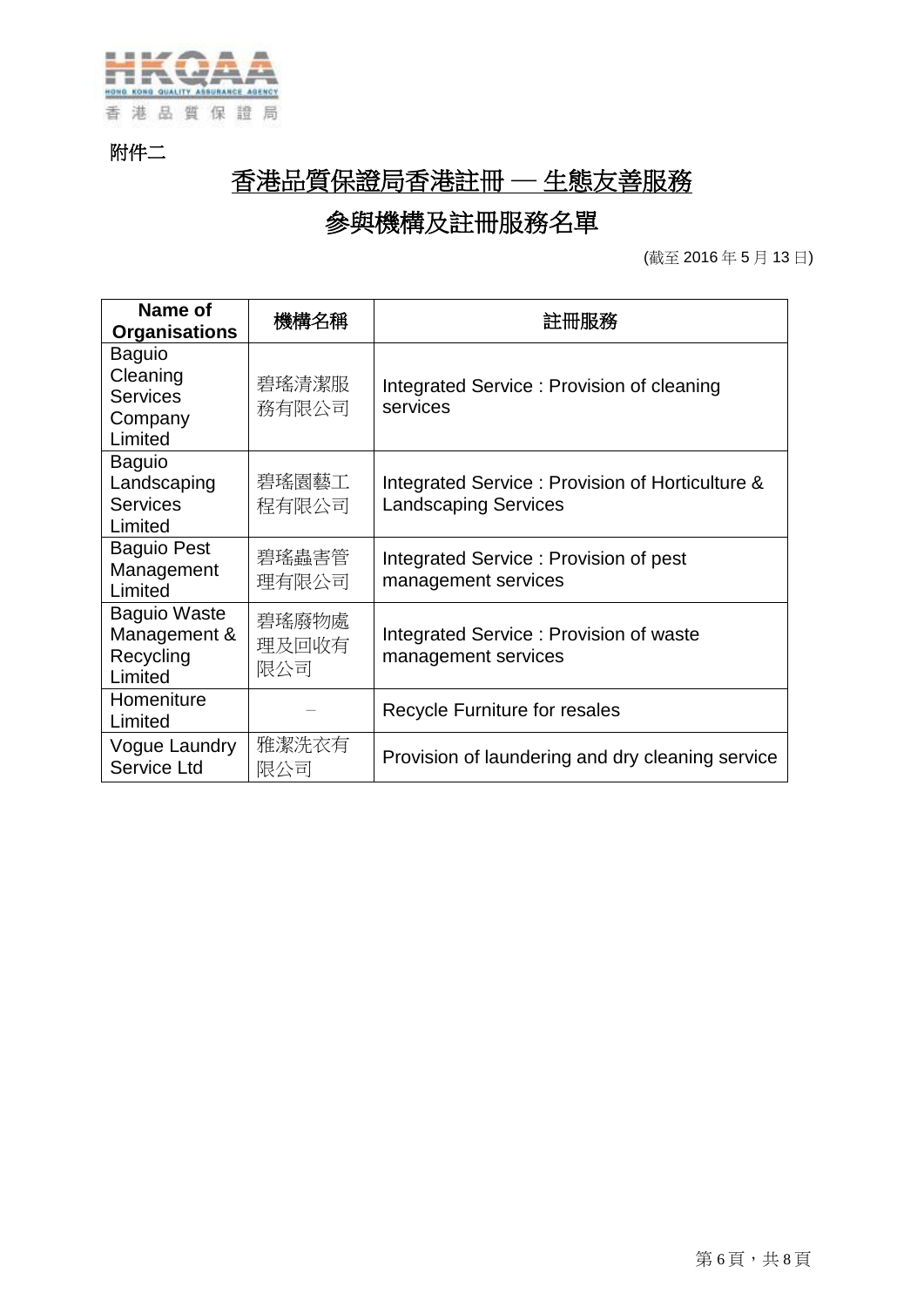附件二

# 香港品質保證局香港註冊 — 生態友善服務

## 參與機構及註冊服務名單

(截至 2016 年 5 月 13 日)

| Name of Organisations | 機構名稱 | 註冊服務 |
|---|---|---|
| Baguio Cleaning Services Company Limited | 碧瑤清潔服務有限公司 | Integrated Service : Provision of cleaning services |
| Baguio Landscaping Services Limited | 碧瑤園藝工程有限公司 | Integrated Service : Provision of Horticulture & Landscaping Services |
| Baguio Pest Management Limited | 碧瑤蟲害管理有限公司 | Integrated Service : Provision of pest management services |
| Baguio Waste Management & Recycling Limited | 碧瑤廢物處理及回收有限公司 | Integrated Service : Provision of waste management services |
| Homeniture Limited | – | Recycle Furniture for resales |
| Vogue Laundry Service Ltd | 雅潔洗衣有限公司 | Provision of laundering and dry cleaning service |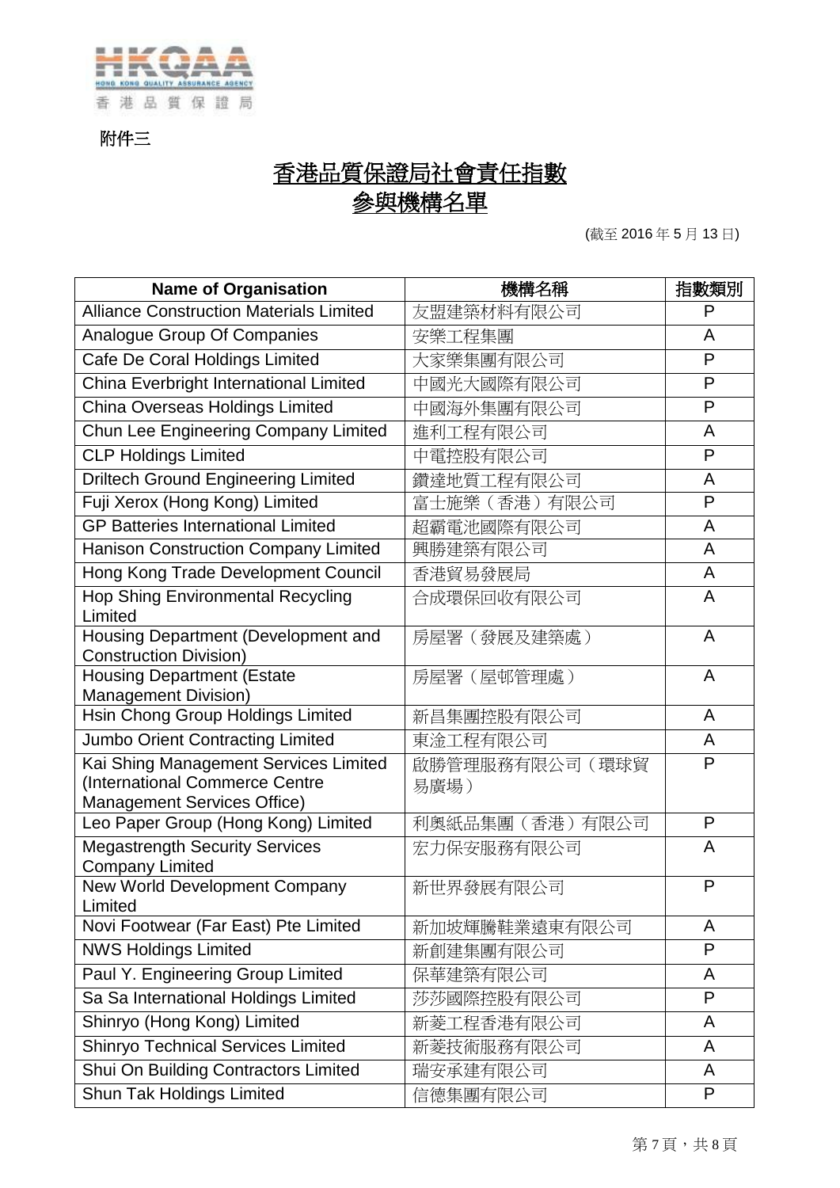附件三

# 香港品質保證局社會責任指數
# 參與機構名單

(截至 2016 年 5 月 13 日)

| Name of Organisation | 機構名稱 | 指數類別 |
|---|---|---|
| Alliance Construction Materials Limited | 友盟建築材料有限公司 | P |
| Analogue Group Of Companies | 安樂工程集團 | A |
| Cafe De Coral Holdings Limited | 大家樂集團有限公司 | P |
| China Everbright International Limited | 中國光大國際有限公司 | P |
| China Overseas Holdings Limited | 中國海外集團有限公司 | P |
| Chun Lee Engineering Company Limited | 進利工程有限公司 | A |
| CLP Holdings Limited | 中電控股有限公司 | P |
| Driltech Ground Engineering Limited | 鑽達地質工程有限公司 | A |
| Fuji Xerox (Hong Kong) Limited | 富士施樂（香港）有限公司 | P |
| GP Batteries International Limited | 超霸電池國際有限公司 | A |
| Hanison Construction Company Limited | 興勝建築有限公司 | A |
| Hong Kong Trade Development Council | 香港貿易發展局 | A |
| Hop Shing Environmental Recycling Limited | 合成環保回收有限公司 | A |
| Housing Department (Development and Construction Division) | 房屋署（發展及建築處） | A |
| Housing Department (Estate Management Division) | 房屋署（屋邨管理處） | A |
| Hsin Chong Group Holdings Limited | 新昌集團控股有限公司 | A |
| Jumbo Orient Contracting Limited | 東淦工程有限公司 | A |
| Kai Shing Management Services Limited (International Commerce Centre Management Services Office) | 啟勝管理服務有限公司（環球貿易廣場） | P |
| Leo Paper Group (Hong Kong) Limited | 利奧紙品集團（香港）有限公司 | P |
| Megastrength Security Services Company Limited | 宏力保安服務有限公司 | A |
| New World Development Company Limited | 新世界發展有限公司 | P |
| Novi Footwear (Far East) Pte Limited | 新加坡輝騰鞋業遠東有限公司 | A |
| NWS Holdings Limited | 新創建集團有限公司 | P |
| Paul Y. Engineering Group Limited | 保華建築有限公司 | A |
| Sa Sa International Holdings Limited | 莎莎國際控股有限公司 | P |
| Shinryo (Hong Kong) Limited | 新菱工程香港有限公司 | A |
| Shinryo Technical Services Limited | 新菱技術服務有限公司 | A |
| Shui On Building Contractors Limited | 瑞安承建有限公司 | A |
| Shun Tak Holdings Limited | 信德集團有限公司 | P |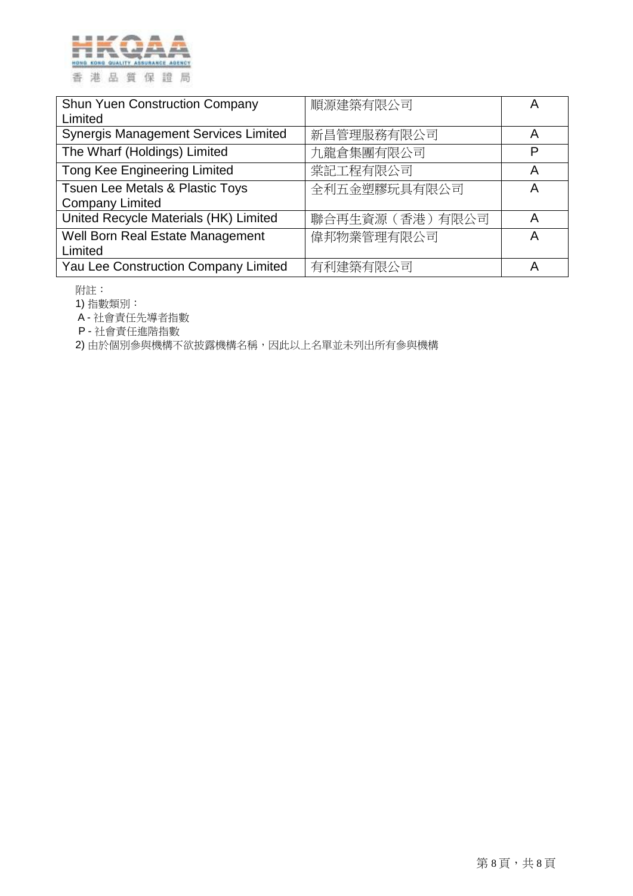| | | |
|---|---|---|
| Shun Yuen Construction Company Limited | 順源建築有限公司 | A |
| Synergis Management Services Limited | 新昌管理服務有限公司 | A |
| The Wharf (Holdings) Limited | 九龍倉集團有限公司 | P |
| Tong Kee Engineering Limited | 棠記工程有限公司 | A |
| Tsuen Lee Metals & Plastic Toys Company Limited | 全利五金塑膠玩具有限公司 | A |
| United Recycle Materials (HK) Limited | 聯合再生資源（香港）有限公司 | A |
| Well Born Real Estate Management Limited | 偉邦物業管理有限公司 | A |
| Yau Lee Construction Company Limited | 有利建築有限公司 | A |

附註：

1) 指數類別：

A - 社會責任先導者指數

P - 社會責任進階指數

2) 由於個別參與機構不欲披露機構名稱，因此以上名單並未列出所有參與機構